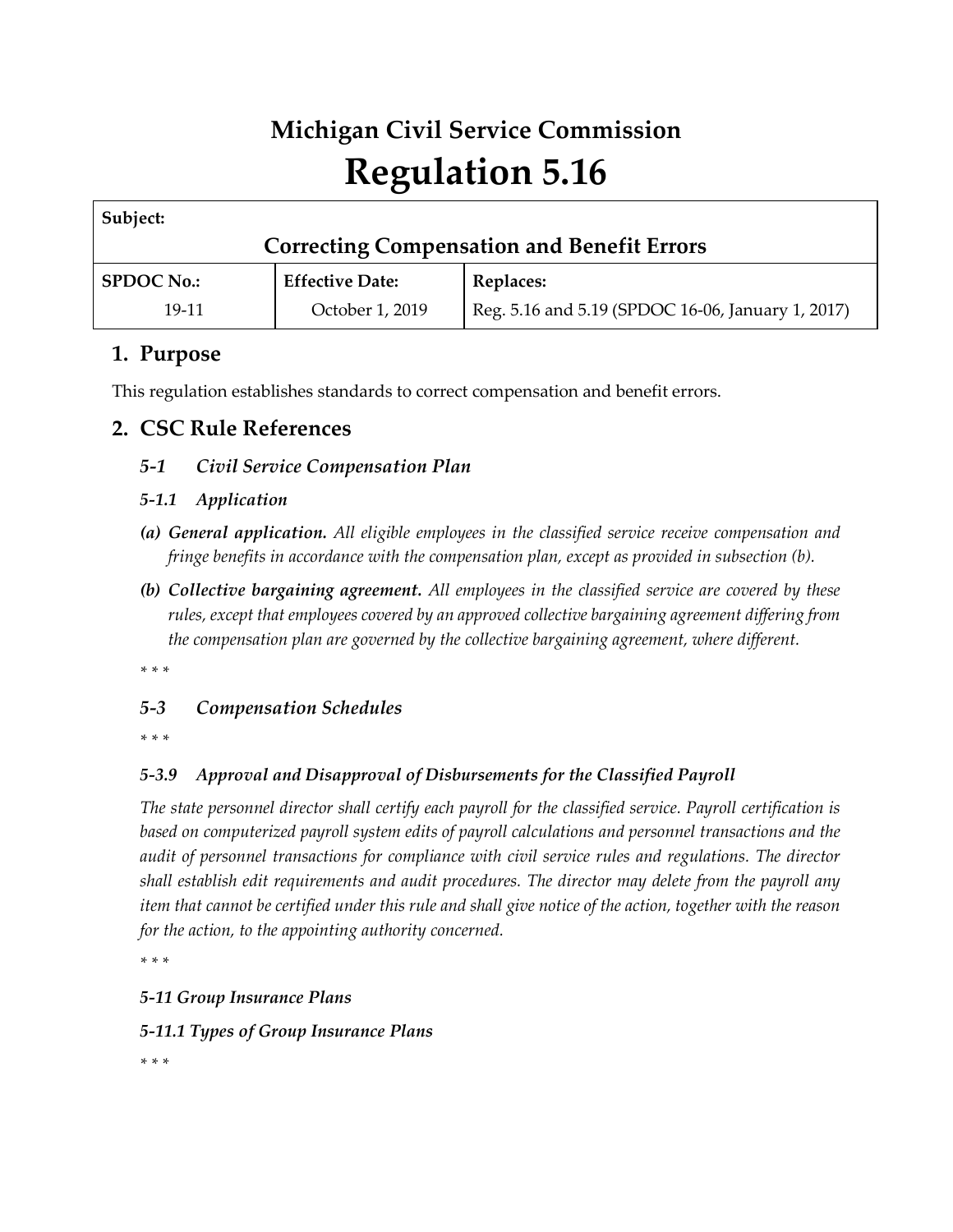# Michigan Civil Service Commission

# Regulation 5.16

| Subject: | | |
|---|---|---|
| **Correcting Compensation and Benefit Errors** | | |
| **SPDOC No.:** | **Effective Date:** | **Replaces:** |
| 19-11 | October 1, 2019 | Reg. 5.16 and 5.19 (SPDOC 16-06, January 1, 2017) |

## 1. Purpose

This regulation establishes standards to correct compensation and benefit errors.

## 2. CSC Rule References

### *5-1 Civil Service Compensation Plan*

#### *5-1.1 Application*

*(a)* ***General application.*** *All eligible employees in the classified service receive compensation and fringe benefits in accordance with the compensation plan, except as provided in subsection (b).*

*(b)* ***Collective bargaining agreement.*** *All employees in the classified service are covered by these rules, except that employees covered by an approved collective bargaining agreement differing from the compensation plan are governed by the collective bargaining agreement, where different.*

*\* \* \**

### *5-3 Compensation Schedules*

*\* \* \**

#### *5-3.9 Approval and Disapproval of Disbursements for the Classified Payroll*

*The state personnel director shall certify each payroll for the classified service. Payroll certification is based on computerized payroll system edits of payroll calculations and personnel transactions and the audit of personnel transactions for compliance with civil service rules and regulations. The director shall establish edit requirements and audit procedures. The director may delete from the payroll any item that cannot be certified under this rule and shall give notice of the action, together with the reason for the action, to the appointing authority concerned.*

*\* \* \**

#### *5-11 Group Insurance Plans*

#### *5-11.1 Types of Group Insurance Plans*

*\* \* \**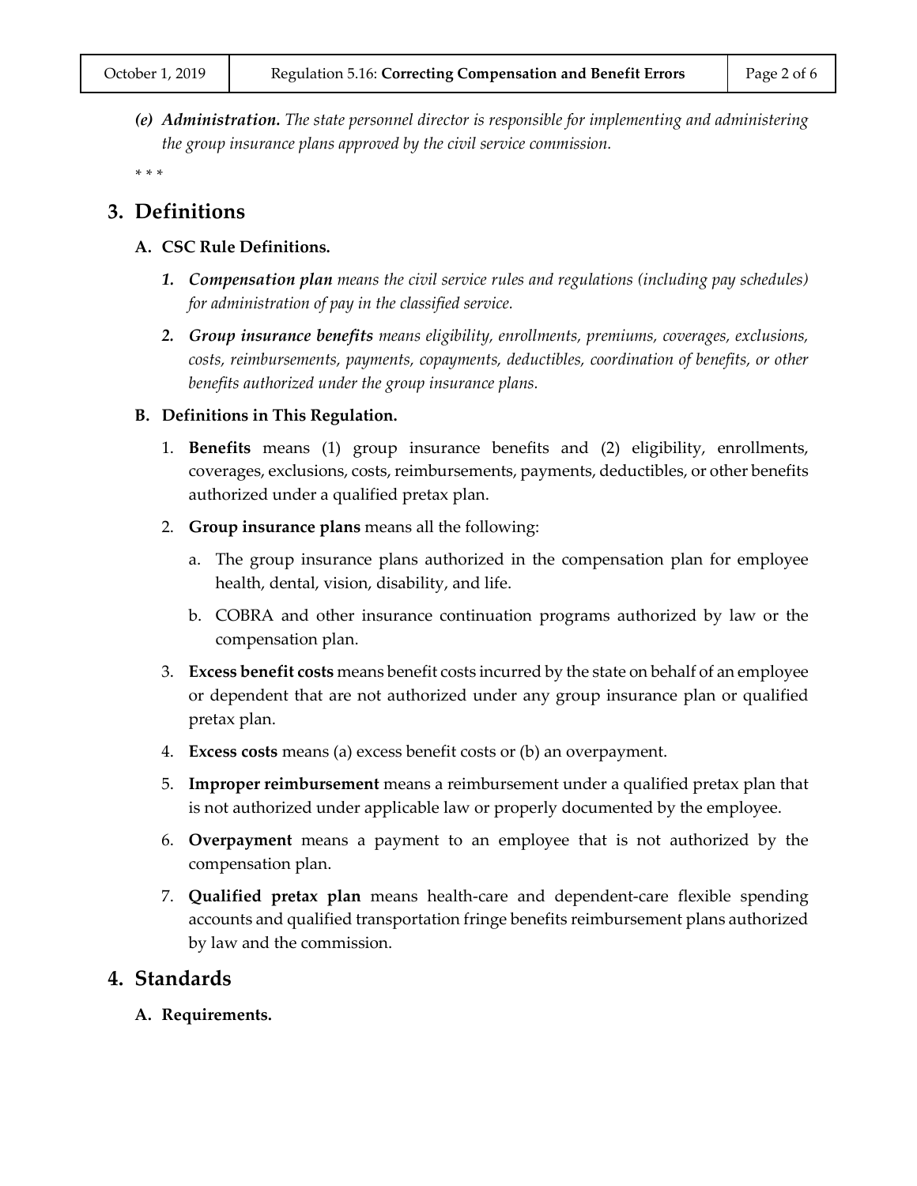*(e)* ***Administration.*** *The state personnel director is responsible for implementing and administering the group insurance plans approved by the civil service commission.*

\* \* \*

## 3. Definitions

### A. CSC Rule Definitions.

1. ***Compensation plan*** *means the civil service rules and regulations (including pay schedules) for administration of pay in the classified service.*

2. ***Group insurance benefits*** *means eligibility, enrollments, premiums, coverages, exclusions, costs, reimbursements, payments, copayments, deductibles, coordination of benefits, or other benefits authorized under the group insurance plans.*

### B. Definitions in This Regulation.

1. **Benefits** means (1) group insurance benefits and (2) eligibility, enrollments, coverages, exclusions, costs, reimbursements, payments, deductibles, or other benefits authorized under a qualified pretax plan.

2. **Group insurance plans** means all the following:

   a. The group insurance plans authorized in the compensation plan for employee health, dental, vision, disability, and life.

   b. COBRA and other insurance continuation programs authorized by law or the compensation plan.

3. **Excess benefit costs** means benefit costs incurred by the state on behalf of an employee or dependent that are not authorized under any group insurance plan or qualified pretax plan.

4. **Excess costs** means (a) excess benefit costs or (b) an overpayment.

5. **Improper reimbursement** means a reimbursement under a qualified pretax plan that is not authorized under applicable law or properly documented by the employee.

6. **Overpayment** means a payment to an employee that is not authorized by the compensation plan.

7. **Qualified pretax plan** means health-care and dependent-care flexible spending accounts and qualified transportation fringe benefits reimbursement plans authorized by law and the commission.

## 4. Standards

### A. Requirements.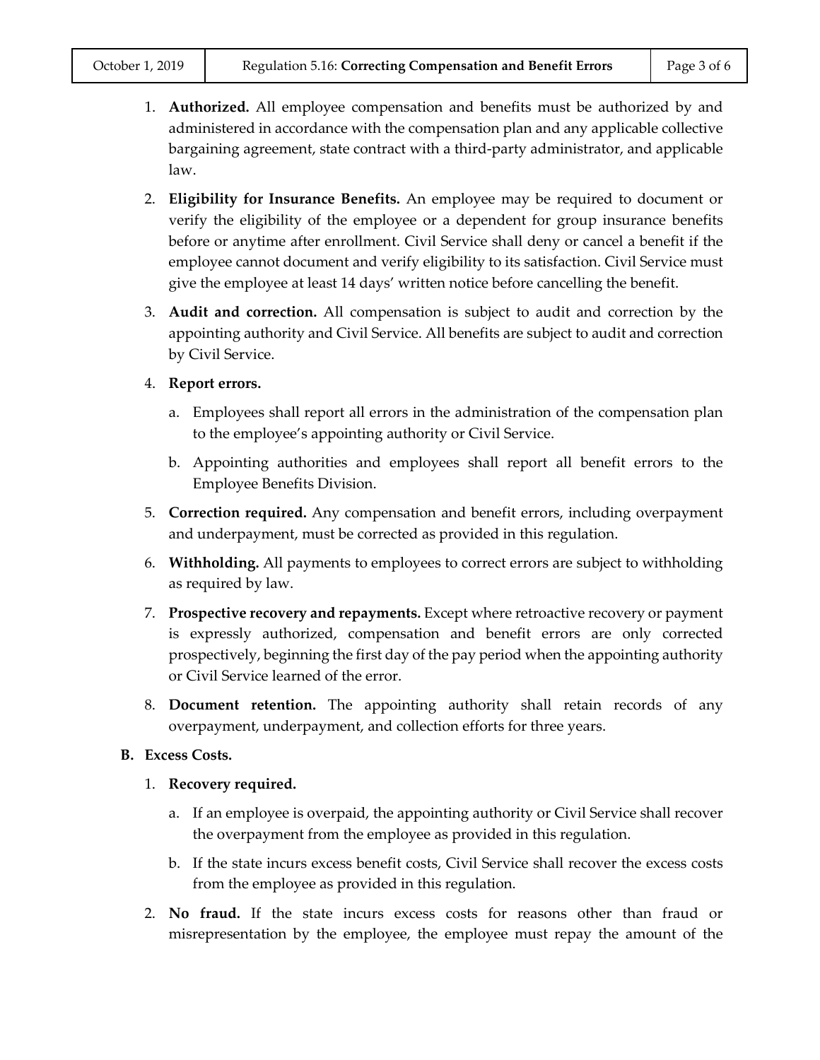1. **Authorized.** All employee compensation and benefits must be authorized by and administered in accordance with the compensation plan and any applicable collective bargaining agreement, state contract with a third-party administrator, and applicable law.

2. **Eligibility for Insurance Benefits.** An employee may be required to document or verify the eligibility of the employee or a dependent for group insurance benefits before or anytime after enrollment. Civil Service shall deny or cancel a benefit if the employee cannot document and verify eligibility to its satisfaction. Civil Service must give the employee at least 14 days' written notice before cancelling the benefit.

3. **Audit and correction.** All compensation is subject to audit and correction by the appointing authority and Civil Service. All benefits are subject to audit and correction by Civil Service.

4. **Report errors.**

   a. Employees shall report all errors in the administration of the compensation plan to the employee's appointing authority or Civil Service.

   b. Appointing authorities and employees shall report all benefit errors to the Employee Benefits Division.

5. **Correction required.** Any compensation and benefit errors, including overpayment and underpayment, must be corrected as provided in this regulation.

6. **Withholding.** All payments to employees to correct errors are subject to withholding as required by law.

7. **Prospective recovery and repayments.** Except where retroactive recovery or payment is expressly authorized, compensation and benefit errors are only corrected prospectively, beginning the first day of the pay period when the appointing authority or Civil Service learned of the error.

8. **Document retention.** The appointing authority shall retain records of any overpayment, underpayment, and collection efforts for three years.

**B. Excess Costs.**

1. **Recovery required.**

   a. If an employee is overpaid, the appointing authority or Civil Service shall recover the overpayment from the employee as provided in this regulation.

   b. If the state incurs excess benefit costs, Civil Service shall recover the excess costs from the employee as provided in this regulation.

2. **No fraud.** If the state incurs excess costs for reasons other than fraud or misrepresentation by the employee, the employee must repay the amount of the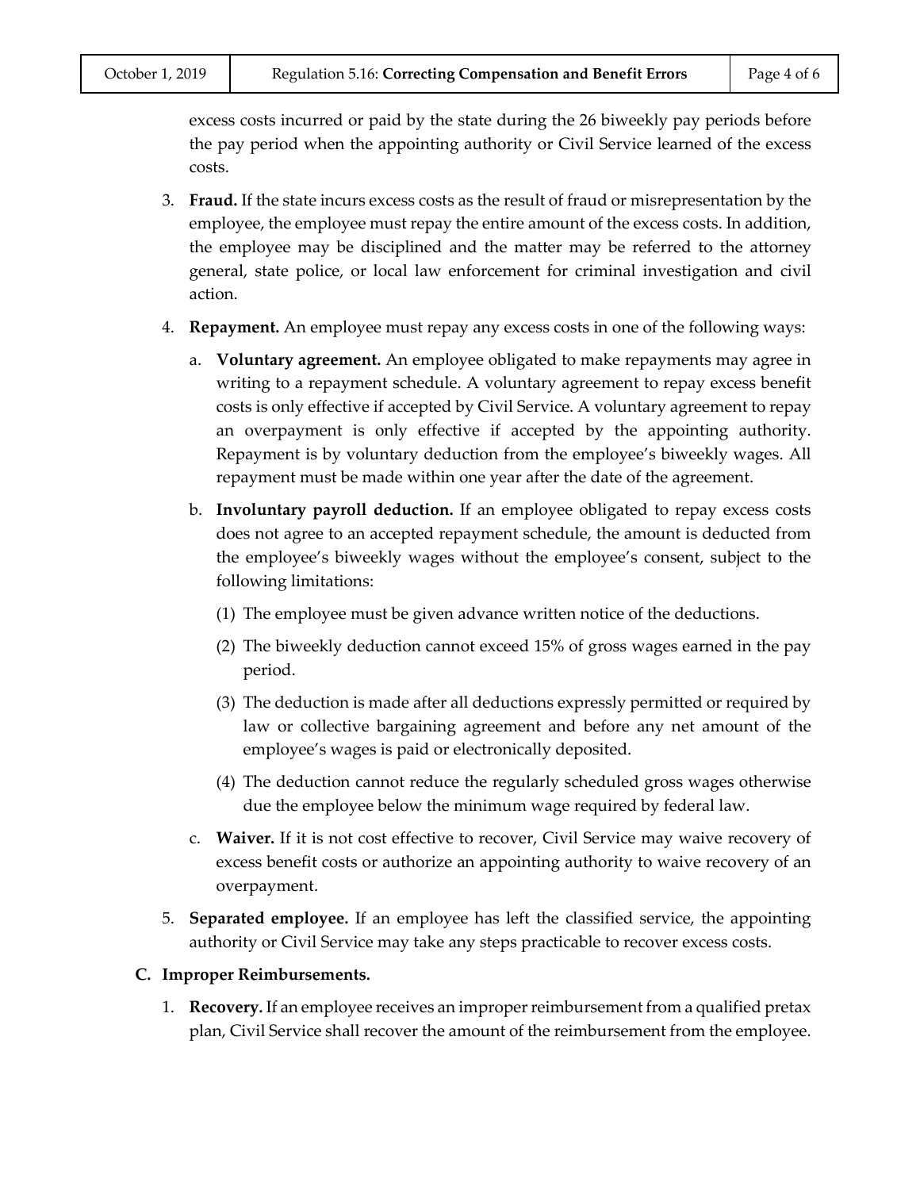excess costs incurred or paid by the state during the 26 biweekly pay periods before the pay period when the appointing authority or Civil Service learned of the excess costs.

3. **Fraud.** If the state incurs excess costs as the result of fraud or misrepresentation by the employee, the employee must repay the entire amount of the excess costs. In addition, the employee may be disciplined and the matter may be referred to the attorney general, state police, or local law enforcement for criminal investigation and civil action.

4. **Repayment.** An employee must repay any excess costs in one of the following ways:

   a. **Voluntary agreement.** An employee obligated to make repayments may agree in writing to a repayment schedule. A voluntary agreement to repay excess benefit costs is only effective if accepted by Civil Service. A voluntary agreement to repay an overpayment is only effective if accepted by the appointing authority. Repayment is by voluntary deduction from the employee's biweekly wages. All repayment must be made within one year after the date of the agreement.

   b. **Involuntary payroll deduction.** If an employee obligated to repay excess costs does not agree to an accepted repayment schedule, the amount is deducted from the employee's biweekly wages without the employee's consent, subject to the following limitations:

      (1) The employee must be given advance written notice of the deductions.

      (2) The biweekly deduction cannot exceed 15% of gross wages earned in the pay period.

      (3) The deduction is made after all deductions expressly permitted or required by law or collective bargaining agreement and before any net amount of the employee's wages is paid or electronically deposited.

      (4) The deduction cannot reduce the regularly scheduled gross wages otherwise due the employee below the minimum wage required by federal law.

   c. **Waiver.** If it is not cost effective to recover, Civil Service may waive recovery of excess benefit costs or authorize an appointing authority to waive recovery of an overpayment.

5. **Separated employee.** If an employee has left the classified service, the appointing authority or Civil Service may take any steps practicable to recover excess costs.

### C. Improper Reimbursements.

1. **Recovery.** If an employee receives an improper reimbursement from a qualified pretax plan, Civil Service shall recover the amount of the reimbursement from the employee.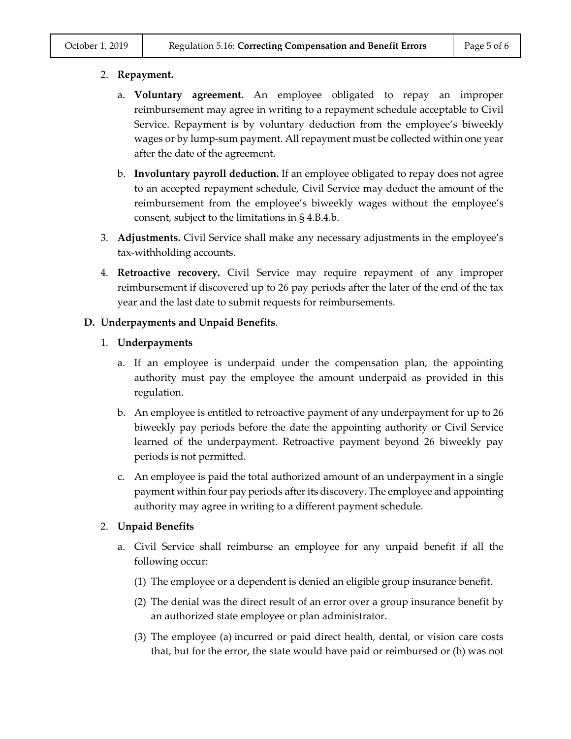2. **Repayment.**

   a. **Voluntary agreement.** An employee obligated to repay an improper reimbursement may agree in writing to a repayment schedule acceptable to Civil Service. Repayment is by voluntary deduction from the employee's biweekly wages or by lump-sum payment. All repayment must be collected within one year after the date of the agreement.

   b. **Involuntary payroll deduction.** If an employee obligated to repay does not agree to an accepted repayment schedule, Civil Service may deduct the amount of the reimbursement from the employee's biweekly wages without the employee's consent, subject to the limitations in § 4.B.4.b.

3. **Adjustments.** Civil Service shall make any necessary adjustments in the employee's tax-withholding accounts.

4. **Retroactive recovery.** Civil Service may require repayment of any improper reimbursement if discovered up to 26 pay periods after the later of the end of the tax year and the last date to submit requests for reimbursements.

**D. Underpayments and Unpaid Benefits**.

1. **Underpayments**

   a. If an employee is underpaid under the compensation plan, the appointing authority must pay the employee the amount underpaid as provided in this regulation.

   b. An employee is entitled to retroactive payment of any underpayment for up to 26 biweekly pay periods before the date the appointing authority or Civil Service learned of the underpayment. Retroactive payment beyond 26 biweekly pay periods is not permitted.

   c. An employee is paid the total authorized amount of an underpayment in a single payment within four pay periods after its discovery. The employee and appointing authority may agree in writing to a different payment schedule.

2. **Unpaid Benefits**

   a. Civil Service shall reimburse an employee for any unpaid benefit if all the following occur:

      (1) The employee or a dependent is denied an eligible group insurance benefit.

      (2) The denial was the direct result of an error over a group insurance benefit by an authorized state employee or plan administrator.

      (3) The employee (a) incurred or paid direct health, dental, or vision care costs that, but for the error, the state would have paid or reimbursed or (b) was not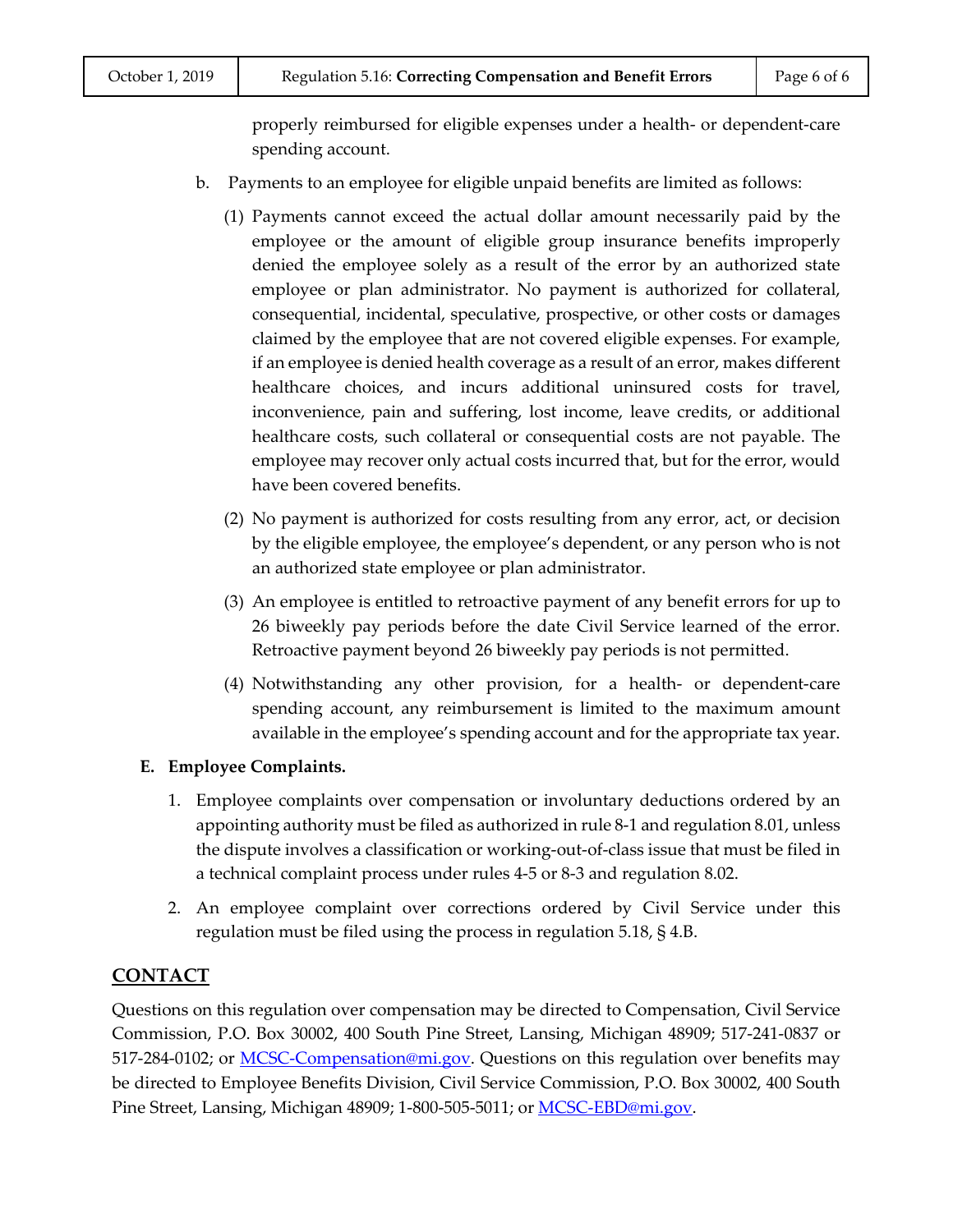properly reimbursed for eligible expenses under a health- or dependent-care spending account.

b. Payments to an employee for eligible unpaid benefits are limited as follows:

   (1) Payments cannot exceed the actual dollar amount necessarily paid by the employee or the amount of eligible group insurance benefits improperly denied the employee solely as a result of the error by an authorized state employee or plan administrator. No payment is authorized for collateral, consequential, incidental, speculative, prospective, or other costs or damages claimed by the employee that are not covered eligible expenses. For example, if an employee is denied health coverage as a result of an error, makes different healthcare choices, and incurs additional uninsured costs for travel, inconvenience, pain and suffering, lost income, leave credits, or additional healthcare costs, such collateral or consequential costs are not payable. The employee may recover only actual costs incurred that, but for the error, would have been covered benefits.

   (2) No payment is authorized for costs resulting from any error, act, or decision by the eligible employee, the employee's dependent, or any person who is not an authorized state employee or plan administrator.

   (3) An employee is entitled to retroactive payment of any benefit errors for up to 26 biweekly pay periods before the date Civil Service learned of the error. Retroactive payment beyond 26 biweekly pay periods is not permitted.

   (4) Notwithstanding any other provision, for a health- or dependent-care spending account, any reimbursement is limited to the maximum amount available in the employee's spending account and for the appropriate tax year.

**E. Employee Complaints.**

1. Employee complaints over compensation or involuntary deductions ordered by an appointing authority must be filed as authorized in rule 8-1 and regulation 8.01, unless the dispute involves a classification or working-out-of-class issue that must be filed in a technical complaint process under rules 4-5 or 8-3 and regulation 8.02.

2. An employee complaint over corrections ordered by Civil Service under this regulation must be filed using the process in regulation 5.18, § 4.B.

## CONTACT

Questions on this regulation over compensation may be directed to Compensation, Civil Service Commission, P.O. Box 30002, 400 South Pine Street, Lansing, Michigan 48909; 517-241-0837 or 517-284-0102; or MCSC-Compensation@mi.gov. Questions on this regulation over benefits may be directed to Employee Benefits Division, Civil Service Commission, P.O. Box 30002, 400 South Pine Street, Lansing, Michigan 48909; 1-800-505-5011; or MCSC-EBD@mi.gov.